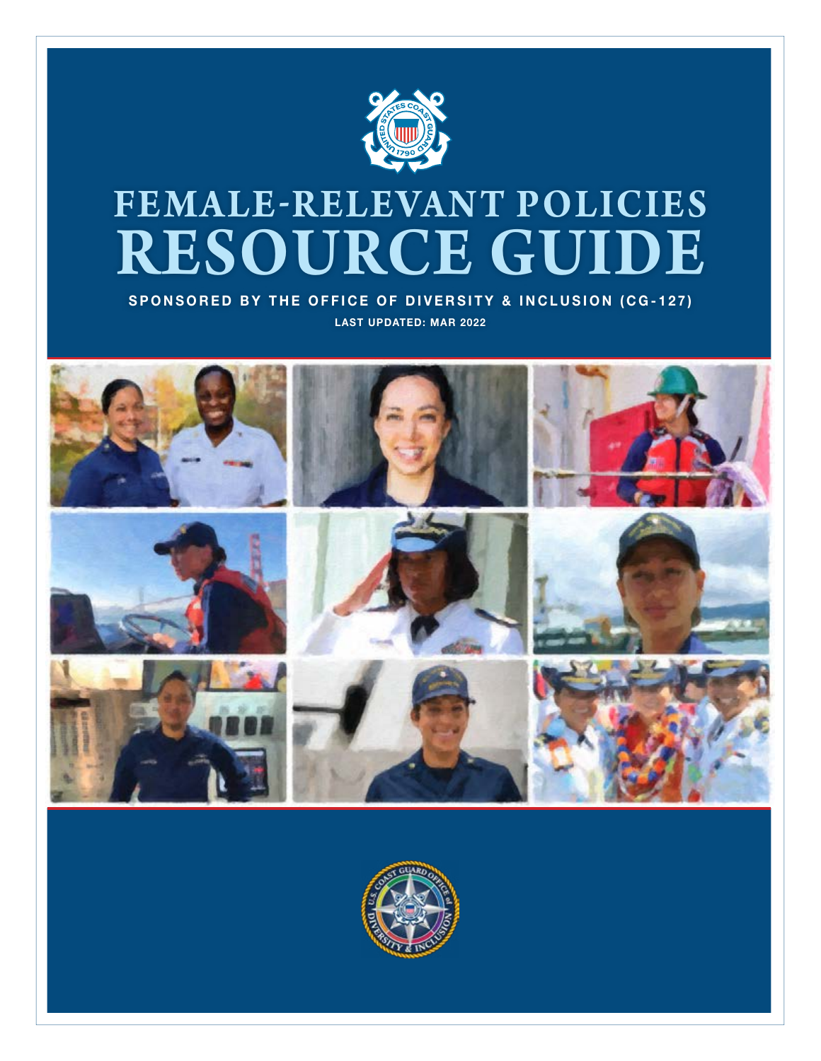# FEMALE-RELEVANT POLICIES RESOURCE GUIDE

**SPONSORED BY THE OFFICE OF DIVERSITY & INCLUSION (CG-127)**

**LAST UPDATED: MAR 2022**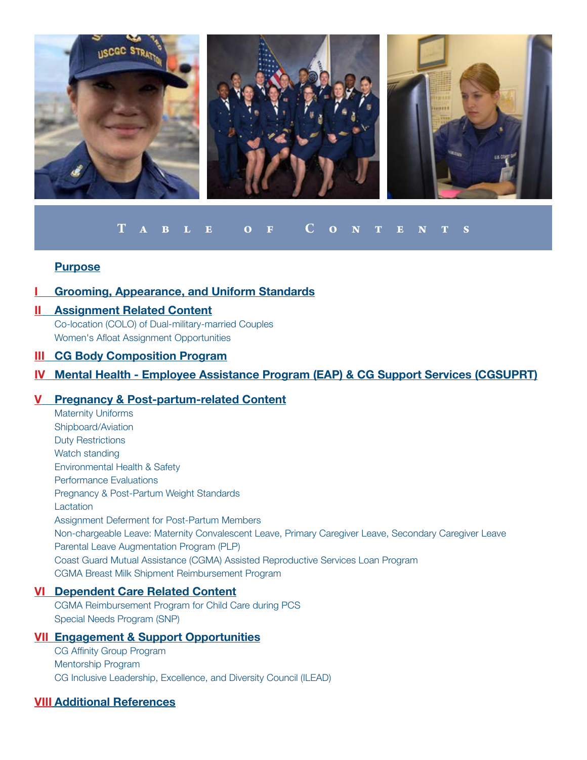# Table of Contents

**Purpose**

## I Grooming, Appearance, and Uniform Standards

## II Assignment Related Content

- Co-location (COLO) of Dual-military-married Couples
- Women's Afloat Assignment Opportunities

## III CG Body Composition Program

## IV Mental Health - Employee Assistance Program (EAP) & CG Support Services (CGSUPRT)

## V Pregnancy & Post-partum-related Content

- Maternity Uniforms
- Shipboard/Aviation
- Duty Restrictions
- Watch standing
- Environmental Health & Safety
- Performance Evaluations
- Pregnancy & Post-Partum Weight Standards
- Lactation
- Assignment Deferment for Post-Partum Members
- Non-chargeable Leave: Maternity Convalescent Leave, Primary Caregiver Leave, Secondary Caregiver Leave
- Parental Leave Augmentation Program (PLP)
- Coast Guard Mutual Assistance (CGMA) Assisted Reproductive Services Loan Program
- CGMA Breast Milk Shipment Reimbursement Program

## VI Dependent Care Related Content

- CGMA Reimbursement Program for Child Care during PCS
- Special Needs Program (SNP)

## VII Engagement & Support Opportunities

- CG Affinity Group Program
- Mentorship Program
- CG Inclusive Leadership, Excellence, and Diversity Council (ILEAD)

## VIII Additional References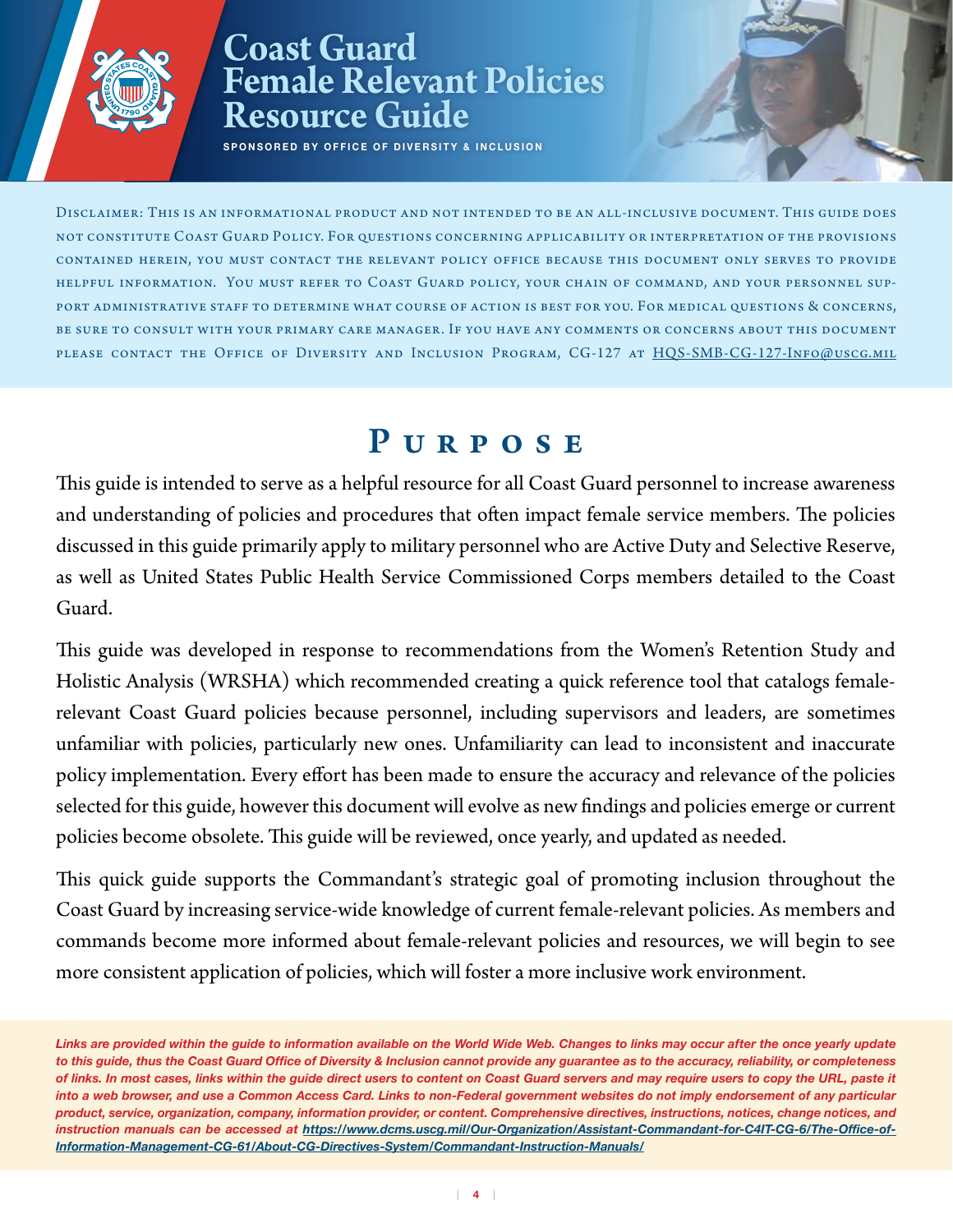# Coast Guard Female Relevant Policies Resource Guide

**SPONSORED BY OFFICE OF DIVERSITY & INCLUSION**

Disclaimer: This is an informational product and not intended to be an all-inclusive document. This guide does not constitute Coast Guard Policy. For questions concerning applicability or interpretation of the provisions contained herein, you must contact the relevant policy office because this document only serves to provide helpful information. You must refer to Coast Guard policy, your chain of command, and your personnel support administrative staff to determine what course of action is best for you. For medical questions & concerns, be sure to consult with your primary care manager. If you have any comments or concerns about this document please contact the Office of Diversity and Inclusion Program, CG-127 at HQS-SMB-CG-127-Info@uscg.mil

## Purpose

This guide is intended to serve as a helpful resource for all Coast Guard personnel to increase awareness and understanding of policies and procedures that often impact female service members. The policies discussed in this guide primarily apply to military personnel who are Active Duty and Selective Reserve, as well as United States Public Health Service Commissioned Corps members detailed to the Coast Guard.

This guide was developed in response to recommendations from the Women's Retention Study and Holistic Analysis (WRSHA) which recommended creating a quick reference tool that catalogs female-relevant Coast Guard policies because personnel, including supervisors and leaders, are sometimes unfamiliar with policies, particularly new ones. Unfamiliarity can lead to inconsistent and inaccurate policy implementation. Every effort has been made to ensure the accuracy and relevance of the policies selected for this guide, however this document will evolve as new findings and policies emerge or current policies become obsolete. This guide will be reviewed, once yearly, and updated as needed.

This quick guide supports the Commandant's strategic goal of promoting inclusion throughout the Coast Guard by increasing service-wide knowledge of current female-relevant policies. As members and commands become more informed about female-relevant policies and resources, we will begin to see more consistent application of policies, which will foster a more inclusive work environment.

***Links are provided within the guide to information available on the World Wide Web. Changes to links may occur after the once yearly update to this guide, thus the Coast Guard Office of Diversity & Inclusion cannot provide any guarantee as to the accuracy, reliability, or completeness of links. In most cases, links within the guide direct users to content on Coast Guard servers and may require users to copy the URL, paste it into a web browser, and use a Common Access Card. Links to non-Federal government websites do not imply endorsement of any particular product, service, organization, company, information provider, or content. Comprehensive directives, instructions, notices, change notices, and instruction manuals can be accessed at https://www.dcms.uscg.mil/Our-Organization/Assistant-Commandant-for-C4IT-CG-6/The-Office-of-Information-Management-CG-61/About-CG-Directives-System/Commandant-Instruction-Manuals/***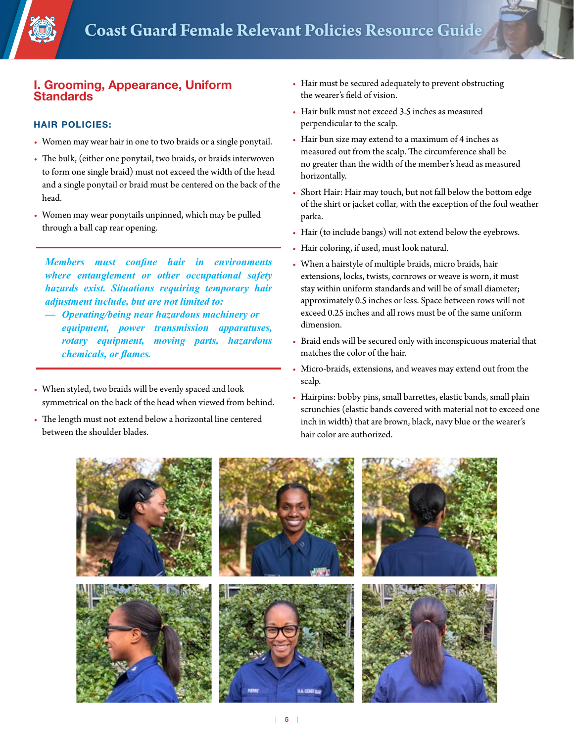## I. Grooming, Appearance, Uniform Standards

### HAIR POLICIES:

- Women may wear hair in one to two braids or a single ponytail.
- The bulk, (either one ponytail, two braids, or braids interwoven to form one single braid) must not exceed the width of the head and a single ponytail or braid must be centered on the back of the head.
- Women may wear ponytails unpinned, which may be pulled through a ball cap rear opening.

---

***Members must confine hair in environments where entanglement or other occupational safety hazards exist. Situations requiring temporary hair adjustment include, but are not limited to:***

***— Operating/being near hazardous machinery or equipment, power transmission apparatuses, rotary equipment, moving parts, hazardous chemicals, or flames.***

---

- When styled, two braids will be evenly spaced and look symmetrical on the back of the head when viewed from behind.
- The length must not extend below a horizontal line centered between the shoulder blades.
- Hair must be secured adequately to prevent obstructing the wearer's field of vision.
- Hair bulk must not exceed 3.5 inches as measured perpendicular to the scalp.
- Hair bun size may extend to a maximum of 4 inches as measured out from the scalp. The circumference shall be no greater than the width of the member's head as measured horizontally.
- Short Hair: Hair may touch, but not fall below the bottom edge of the shirt or jacket collar, with the exception of the foul weather parka.
- Hair (to include bangs) will not extend below the eyebrows.
- Hair coloring, if used, must look natural.
- When a hairstyle of multiple braids, micro braids, hair extensions, locks, twists, cornrows or weave is worn, it must stay within uniform standards and will be of small diameter; approximately 0.5 inches or less. Space between rows will not exceed 0.25 inches and all rows must be of the same uniform dimension.
- Braid ends will be secured only with inconspicuous material that matches the color of the hair.
- Micro-braids, extensions, and weaves may extend out from the scalp.
- Hairpins: bobby pins, small barrettes, elastic bands, small plain scrunchies (elastic bands covered with material not to exceed one inch in width) that are brown, black, navy blue or the wearer's hair color are authorized.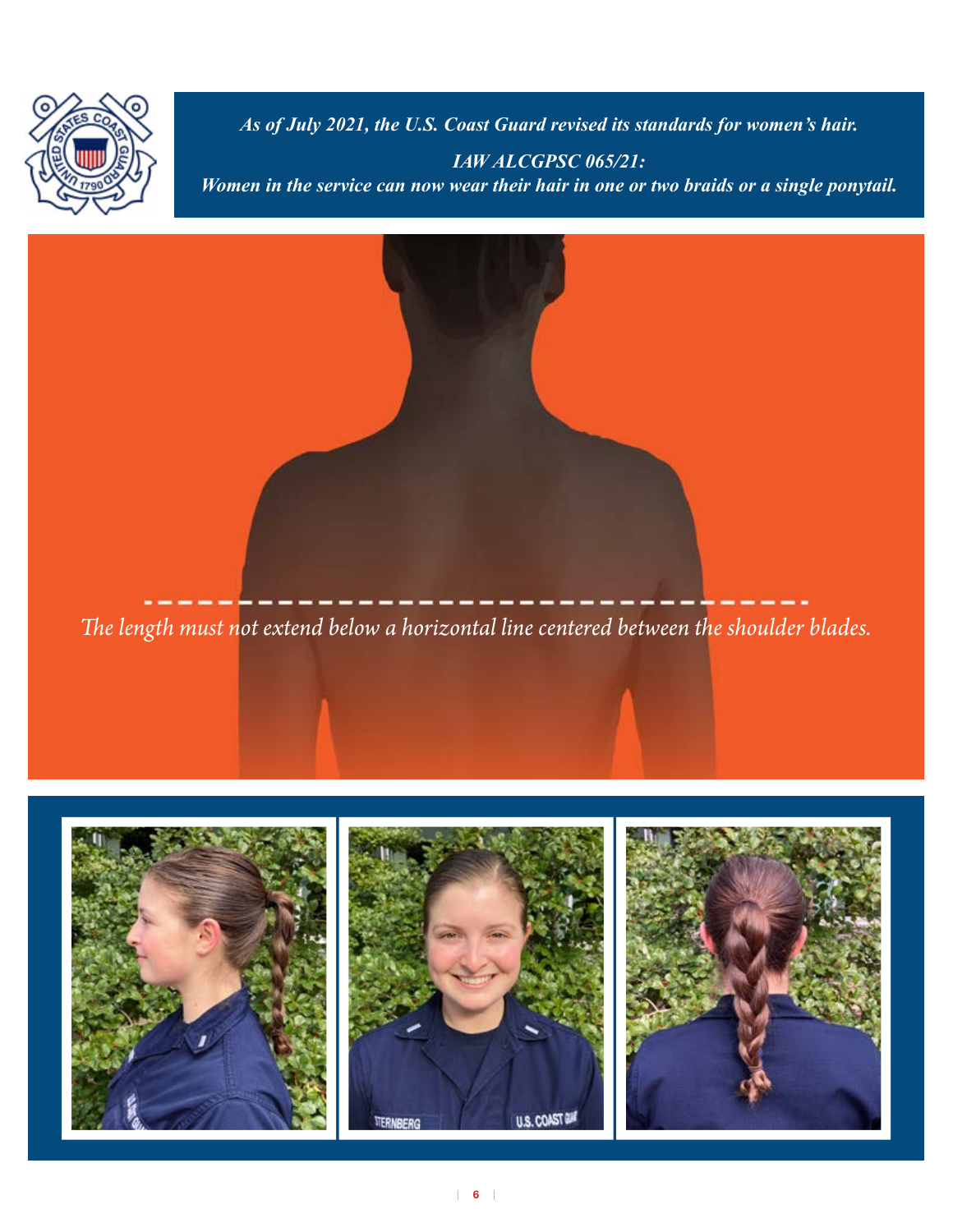*As of July 2021, the U.S. Coast Guard revised its standards for women's hair.*

*IAW ALCGPSC 065/21:*
*Women in the service can now wear their hair in one or two braids or a single ponytail.*

*The length must not extend below a horizontal line centered between the shoulder blades.*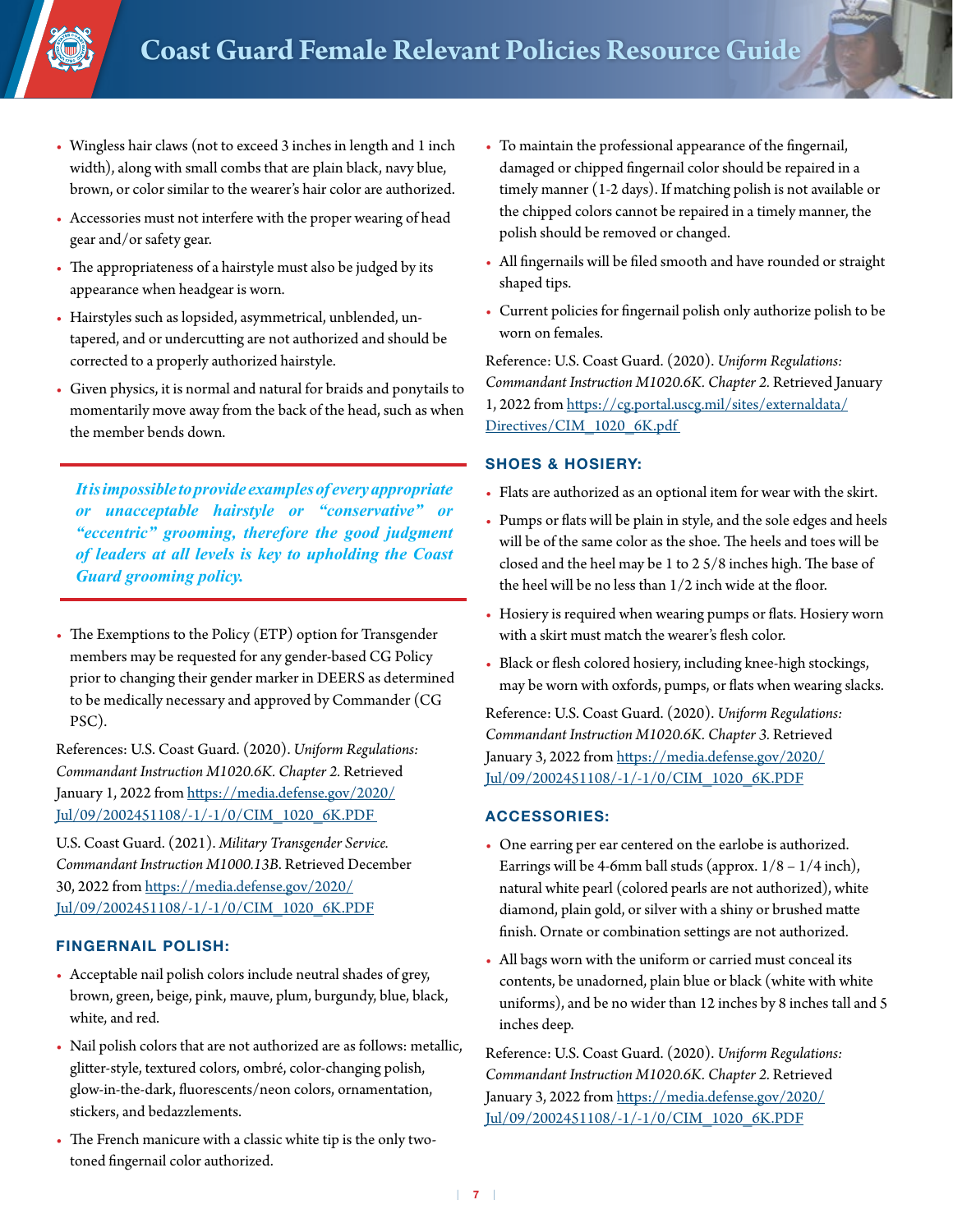- Wingless hair claws (not to exceed 3 inches in length and 1 inch width), along with small combs that are plain black, navy blue, brown, or color similar to the wearer's hair color are authorized.
- Accessories must not interfere with the proper wearing of head gear and/or safety gear.
- The appropriateness of a hairstyle must also be judged by its appearance when headgear is worn.
- Hairstyles such as lopsided, asymmetrical, unblended, un-tapered, and or undercutting are not authorized and should be corrected to a properly authorized hairstyle.
- Given physics, it is normal and natural for braids and ponytails to momentarily move away from the back of the head, such as when the member bends down.

***It is impossible to provide examples of every appropriate or unacceptable hairstyle or "conservative" or "eccentric" grooming, therefore the good judgment of leaders at all levels is key to upholding the Coast Guard grooming policy.***

- The Exemptions to the Policy (ETP) option for Transgender members may be requested for any gender-based CG Policy prior to changing their gender marker in DEERS as determined to be medically necessary and approved by Commander (CG PSC).

References: U.S. Coast Guard. (2020). *Uniform Regulations: Commandant Instruction M1020.6K. Chapter 2.* Retrieved January 1, 2022 from https://media.defense.gov/2020/Jul/09/2002451108/-1/-1/0/CIM_1020_6K.PDF

U.S. Coast Guard. (2021). *Military Transgender Service. Commandant Instruction M1000.13B.* Retrieved December 30, 2022 from https://media.defense.gov/2020/Jul/09/2002451108/-1/-1/0/CIM_1020_6K.PDF

### FINGERNAIL POLISH:

- Acceptable nail polish colors include neutral shades of grey, brown, green, beige, pink, mauve, plum, burgundy, blue, black, white, and red.
- Nail polish colors that are not authorized are as follows: metallic, glitter-style, textured colors, ombré, color-changing polish, glow-in-the-dark, fluorescents/neon colors, ornamentation, stickers, and bedazzlements.
- The French manicure with a classic white tip is the only two-toned fingernail color authorized.
- To maintain the professional appearance of the fingernail, damaged or chipped fingernail color should be repaired in a timely manner (1-2 days). If matching polish is not available or the chipped colors cannot be repaired in a timely manner, the polish should be removed or changed.
- All fingernails will be filed smooth and have rounded or straight shaped tips.
- Current policies for fingernail polish only authorize polish to be worn on females.

Reference: U.S. Coast Guard. (2020). *Uniform Regulations: Commandant Instruction M1020.6K. Chapter 2.* Retrieved January 1, 2022 from https://cg.portal.uscg.mil/sites/externaldata/Directives/CIM_1020_6K.pdf

### SHOES & HOSIERY:

- Flats are authorized as an optional item for wear with the skirt.
- Pumps or flats will be plain in style, and the sole edges and heels will be of the same color as the shoe. The heels and toes will be closed and the heel may be 1 to 2 5/8 inches high. The base of the heel will be no less than 1/2 inch wide at the floor.
- Hosiery is required when wearing pumps or flats. Hosiery worn with a skirt must match the wearer's flesh color.
- Black or flesh colored hosiery, including knee-high stockings, may be worn with oxfords, pumps, or flats when wearing slacks.

Reference: U.S. Coast Guard. (2020). *Uniform Regulations: Commandant Instruction M1020.6K. Chapter 3.* Retrieved January 3, 2022 from https://media.defense.gov/2020/Jul/09/2002451108/-1/-1/0/CIM_1020_6K.PDF

### ACCESSORIES:

- One earring per ear centered on the earlobe is authorized. Earrings will be 4-6mm ball studs (approx. 1/8 – 1/4 inch), natural white pearl (colored pearls are not authorized), white diamond, plain gold, or silver with a shiny or brushed matte finish. Ornate or combination settings are not authorized.
- All bags worn with the uniform or carried must conceal its contents, be unadorned, plain blue or black (white with white uniforms), and be no wider than 12 inches by 8 inches tall and 5 inches deep.

Reference: U.S. Coast Guard. (2020). *Uniform Regulations: Commandant Instruction M1020.6K. Chapter 2.* Retrieved January 3, 2022 from https://media.defense.gov/2020/Jul/09/2002451108/-1/-1/0/CIM_1020_6K.PDF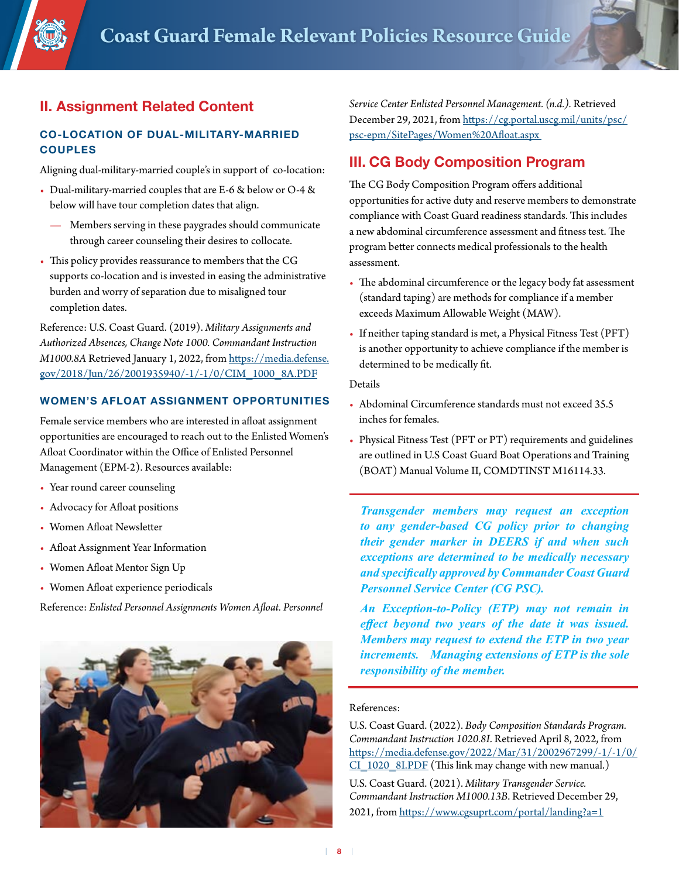## II. Assignment Related Content

### CO-LOCATION OF DUAL-MILITARY-MARRIED COUPLES

Aligning dual-military-married couple's in support of co-location:

- Dual-military-married couples that are E-6 & below or O-4 & below will have tour completion dates that align.
  - Members serving in these paygrades should communicate through career counseling their desires to collocate.
- This policy provides reassurance to members that the CG supports co-location and is invested in easing the administrative burden and worry of separation due to misaligned tour completion dates.

Reference: U.S. Coast Guard. (2019). *Military Assignments and Authorized Absences, Change Note 1000. Commandant Instruction M1000.8A* Retrieved January 1, 2022, from https://media.defense.gov/2018/Jun/26/2001935940/-1/-1/0/CIM_1000_8A.PDF

### WOMEN'S AFLOAT ASSIGNMENT OPPORTUNITIES

Female service members who are interested in afloat assignment opportunities are encouraged to reach out to the Enlisted Women's Afloat Coordinator within the Office of Enlisted Personnel Management (EPM-2). Resources available:

- Year round career counseling
- Advocacy for Afloat positions
- Women Afloat Newsletter
- Afloat Assignment Year Information
- Women Afloat Mentor Sign Up
- Women Afloat experience periodicals

Reference: *Enlisted Personnel Assignments Women Afloat. Personnel Service Center Enlisted Personnel Management. (n.d.).* Retrieved December 29, 2021, from https://cg.portal.uscg.mil/units/psc/psc-epm/SitePages/Women%20Afloat.aspx

## III. CG Body Composition Program

The CG Body Composition Program offers additional opportunities for active duty and reserve members to demonstrate compliance with Coast Guard readiness standards. This includes a new abdominal circumference assessment and fitness test. The program better connects medical professionals to the health assessment.

- The abdominal circumference or the legacy body fat assessment (standard taping) are methods for compliance if a member exceeds Maximum Allowable Weight (MAW).
- If neither taping standard is met, a Physical Fitness Test (PFT) is another opportunity to achieve compliance if the member is determined to be medically fit.

Details

- Abdominal Circumference standards must not exceed 35.5 inches for females.
- Physical Fitness Test (PFT or PT) requirements and guidelines are outlined in U.S Coast Guard Boat Operations and Training (BOAT) Manual Volume II, COMDTINST M16114.33.

***Transgender members may request an exception to any gender-based CG policy prior to changing their gender marker in DEERS if and when such exceptions are determined to be medically necessary and specifically approved by Commander Coast Guard Personnel Service Center (CG PSC).***

***An Exception-to-Policy (ETP) may not remain in effect beyond two years of the date it was issued. Members may request to extend the ETP in two year increments. Managing extensions of ETP is the sole responsibility of the member.***

References:

U.S. Coast Guard. (2022). *Body Composition Standards Program. Commandant Instruction 1020.8I.* Retrieved April 8, 2022, from https://media.defense.gov/2022/Mar/31/2002967299/-1/-1/0/CI_1020_8I.PDF (This link may change with new manual.)

U.S. Coast Guard. (2021). *Military Transgender Service. Commandant Instruction M1000.13B.* Retrieved December 29, 2021, from https://www.cgsuprt.com/portal/landing?a=1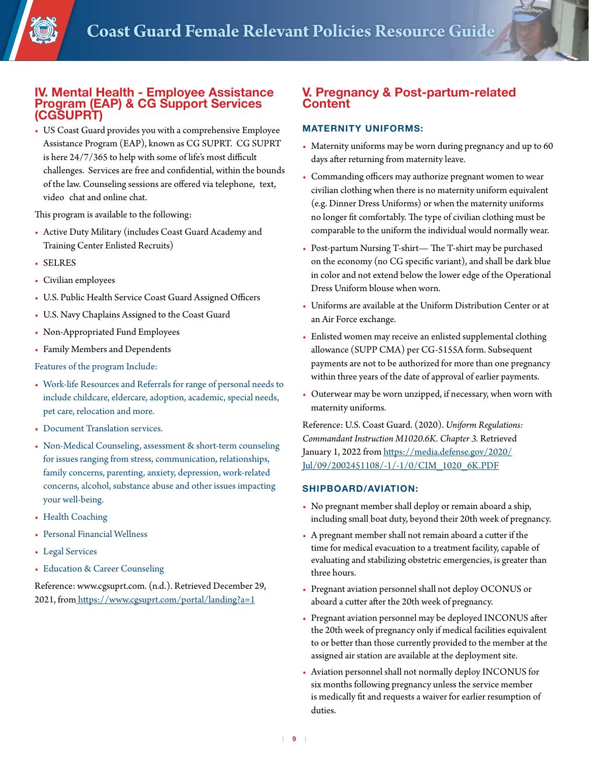## IV. Mental Health - Employee Assistance Program (EAP) & CG Support Services (CGSUPRT)

- US Coast Guard provides you with a comprehensive Employee Assistance Program (EAP), known as CG SUPRT. CG SUPRT is here 24/7/365 to help with some of life's most difficult challenges. Services are free and confidential, within the bounds of the law. Counseling sessions are offered via telephone, text, video chat and online chat.

This program is available to the following:

- Active Duty Military (includes Coast Guard Academy and Training Center Enlisted Recruits)
- SELRES
- Civilian employees
- U.S. Public Health Service Coast Guard Assigned Officers
- U.S. Navy Chaplains Assigned to the Coast Guard
- Non-Appropriated Fund Employees
- Family Members and Dependents

Features of the program Include:

- Work-life Resources and Referrals for range of personal needs to include childcare, eldercare, adoption, academic, special needs, pet care, relocation and more.
- Document Translation services.
- Non-Medical Counseling, assessment & short-term counseling for issues ranging from stress, communication, relationships, family concerns, parenting, anxiety, depression, work-related concerns, alcohol, substance abuse and other issues impacting your well-being.
- Health Coaching
- Personal Financial Wellness
- Legal Services
- Education & Career Counseling

Reference: www.cgsuprt.com. (n.d.). Retrieved December 29, 2021, from https://www.cgsuprt.com/portal/landing?a=1

## V. Pregnancy & Post-partum-related Content

### MATERNITY UNIFORMS:

- Maternity uniforms may be worn during pregnancy and up to 60 days after returning from maternity leave.
- Commanding officers may authorize pregnant women to wear civilian clothing when there is no maternity uniform equivalent (e.g. Dinner Dress Uniforms) or when the maternity uniforms no longer fit comfortably. The type of civilian clothing must be comparable to the uniform the individual would normally wear.
- Post-partum Nursing T-shirt— The T-shirt may be purchased on the economy (no CG specific variant), and shall be dark blue in color and not extend below the lower edge of the Operational Dress Uniform blouse when worn.
- Uniforms are available at the Uniform Distribution Center or at an Air Force exchange.
- Enlisted women may receive an enlisted supplemental clothing allowance (SUPP CMA) per CG-5155A form. Subsequent payments are not to be authorized for more than one pregnancy within three years of the date of approval of earlier payments.
- Outerwear may be worn unzipped, if necessary, when worn with maternity uniforms.

Reference: U.S. Coast Guard. (2020). *Uniform Regulations: Commandant Instruction M1020.6K. Chapter 3.* Retrieved January 1, 2022 from https://media.defense.gov/2020/Jul/09/2002451108/-1/-1/0/CIM_1020_6K.PDF

### SHIPBOARD/AVIATION:

- No pregnant member shall deploy or remain aboard a ship, including small boat duty, beyond their 20th week of pregnancy.
- A pregnant member shall not remain aboard a cutter if the time for medical evacuation to a treatment facility, capable of evaluating and stabilizing obstetric emergencies, is greater than three hours.
- Pregnant aviation personnel shall not deploy OCONUS or aboard a cutter after the 20th week of pregnancy.
- Pregnant aviation personnel may be deployed INCONUS after the 20th week of pregnancy only if medical facilities equivalent to or better than those currently provided to the member at the assigned air station are available at the deployment site.
- Aviation personnel shall not normally deploy INCONUS for six months following pregnancy unless the service member is medically fit and requests a waiver for earlier resumption of duties.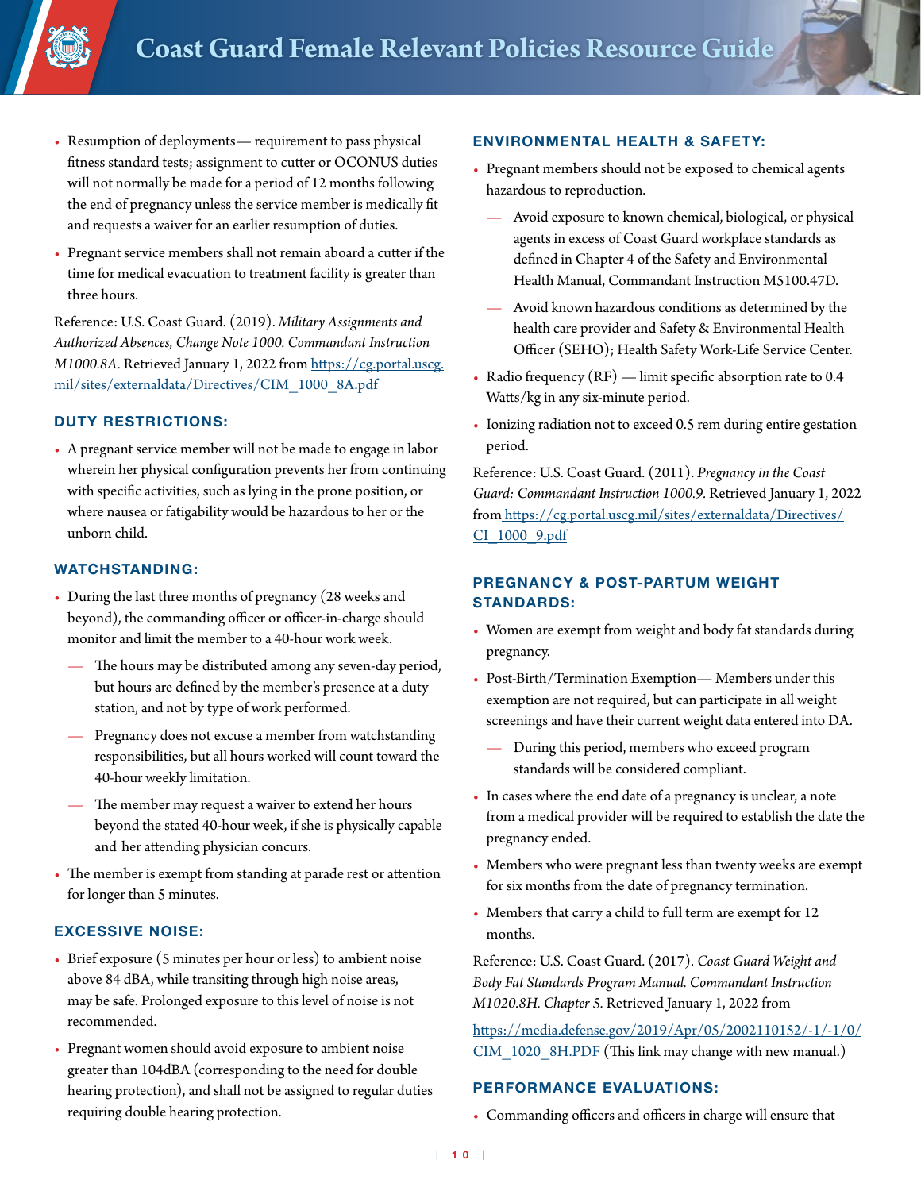- Resumption of deployments— requirement to pass physical fitness standard tests; assignment to cutter or OCONUS duties will not normally be made for a period of 12 months following the end of pregnancy unless the service member is medically fit and requests a waiver for an earlier resumption of duties.
- Pregnant service members shall not remain aboard a cutter if the time for medical evacuation to treatment facility is greater than three hours.

Reference: U.S. Coast Guard. (2019). *Military Assignments and Authorized Absences, Change Note 1000. Commandant Instruction M1000.8A.* Retrieved January 1, 2022 from https://cg.portal.uscg.mil/sites/externaldata/Directives/CIM_1000_8A.pdf

### DUTY RESTRICTIONS:

- A pregnant service member will not be made to engage in labor wherein her physical configuration prevents her from continuing with specific activities, such as lying in the prone position, or where nausea or fatigability would be hazardous to her or the unborn child.

### WATCHSTANDING:

- During the last three months of pregnancy (28 weeks and beyond), the commanding officer or officer-in-charge should monitor and limit the member to a 40-hour work week.
  - The hours may be distributed among any seven-day period, but hours are defined by the member's presence at a duty station, and not by type of work performed.
  - Pregnancy does not excuse a member from watchstanding responsibilities, but all hours worked will count toward the 40-hour weekly limitation.
  - The member may request a waiver to extend her hours beyond the stated 40-hour week, if she is physically capable and her attending physician concurs.
- The member is exempt from standing at parade rest or attention for longer than 5 minutes.

### EXCESSIVE NOISE:

- Brief exposure (5 minutes per hour or less) to ambient noise above 84 dBA, while transiting through high noise areas, may be safe. Prolonged exposure to this level of noise is not recommended.
- Pregnant women should avoid exposure to ambient noise greater than 104dBA (corresponding to the need for double hearing protection), and shall not be assigned to regular duties requiring double hearing protection.

### ENVIRONMENTAL HEALTH & SAFETY:

- Pregnant members should not be exposed to chemical agents hazardous to reproduction.
  - Avoid exposure to known chemical, biological, or physical agents in excess of Coast Guard workplace standards as defined in Chapter 4 of the Safety and Environmental Health Manual, Commandant Instruction M5100.47D.
  - Avoid known hazardous conditions as determined by the health care provider and Safety & Environmental Health Officer (SEHO); Health Safety Work-Life Service Center.
- Radio frequency (RF) — limit specific absorption rate to 0.4 Watts/kg in any six-minute period.
- Ionizing radiation not to exceed 0.5 rem during entire gestation period.

Reference: U.S. Coast Guard. (2011). *Pregnancy in the Coast Guard: Commandant Instruction 1000.9.* Retrieved January 1, 2022 from https://cg.portal.uscg.mil/sites/externaldata/Directives/CI_1000_9.pdf

### PREGNANCY & POST-PARTUM WEIGHT STANDARDS:

- Women are exempt from weight and body fat standards during pregnancy.
- Post-Birth/Termination Exemption— Members under this exemption are not required, but can participate in all weight screenings and have their current weight data entered into DA.
  - During this period, members who exceed program standards will be considered compliant.
- In cases where the end date of a pregnancy is unclear, a note from a medical provider will be required to establish the date the pregnancy ended.
- Members who were pregnant less than twenty weeks are exempt for six months from the date of pregnancy termination.
- Members that carry a child to full term are exempt for 12 months.

Reference: U.S. Coast Guard. (2017). *Coast Guard Weight and Body Fat Standards Program Manual. Commandant Instruction M1020.8H. Chapter 5.* Retrieved January 1, 2022 from

https://media.defense.gov/2019/Apr/05/2002110152/-1/-1/0/CIM_1020_8H.PDF (This link may change with new manual.)

### PERFORMANCE EVALUATIONS:

- Commanding officers and officers in charge will ensure that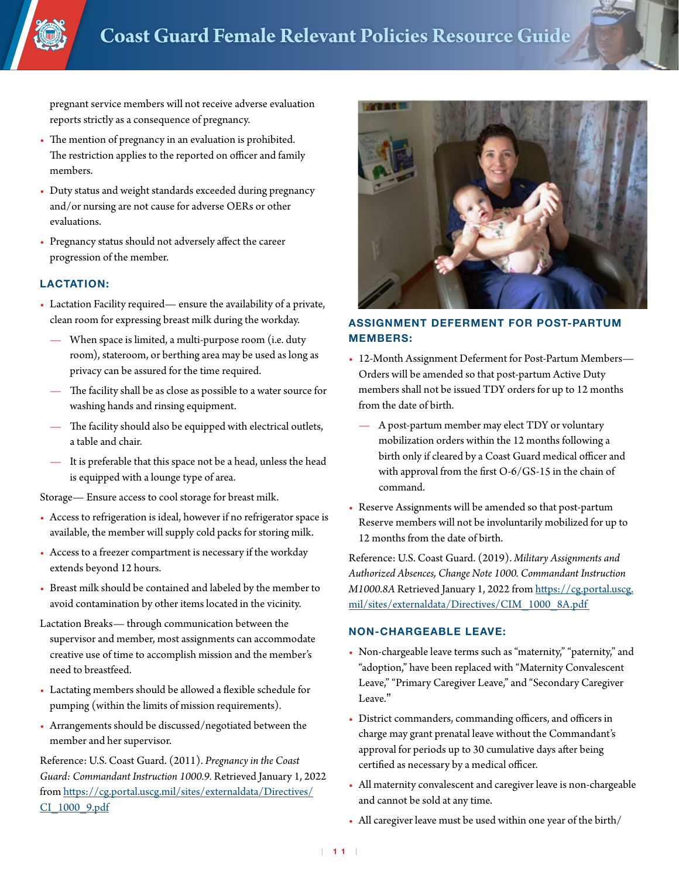pregnant service members will not receive adverse evaluation reports strictly as a consequence of pregnancy.

- The mention of pregnancy in an evaluation is prohibited. The restriction applies to the reported on officer and family members.
- Duty status and weight standards exceeded during pregnancy and/or nursing are not cause for adverse OERs or other evaluations.
- Pregnancy status should not adversely affect the career progression of the member.

### LACTATION:

- Lactation Facility required— ensure the availability of a private, clean room for expressing breast milk during the workday.
  - When space is limited, a multi-purpose room (i.e. duty room), stateroom, or berthing area may be used as long as privacy can be assured for the time required.
  - The facility shall be as close as possible to a water source for washing hands and rinsing equipment.
  - The facility should also be equipped with electrical outlets, a table and chair.
  - It is preferable that this space not be a head, unless the head is equipped with a lounge type of area.

Storage— Ensure access to cool storage for breast milk.

- Access to refrigeration is ideal, however if no refrigerator space is available, the member will supply cold packs for storing milk.
- Access to a freezer compartment is necessary if the workday extends beyond 12 hours.
- Breast milk should be contained and labeled by the member to avoid contamination by other items located in the vicinity.

Lactation Breaks— through communication between the supervisor and member, most assignments can accommodate creative use of time to accomplish mission and the member's need to breastfeed.

- Lactating members should be allowed a flexible schedule for pumping (within the limits of mission requirements).
- Arrangements should be discussed/negotiated between the member and her supervisor.

Reference: U.S. Coast Guard. (2011). *Pregnancy in the Coast Guard: Commandant Instruction 1000.9.* Retrieved January 1, 2022 from https://cg.portal.uscg.mil/sites/externaldata/Directives/CI_1000_9.pdf

### ASSIGNMENT DEFERMENT FOR POST-PARTUM MEMBERS:

- 12-Month Assignment Deferment for Post-Partum Members— Orders will be amended so that post-partum Active Duty members shall not be issued TDY orders for up to 12 months from the date of birth.
  - A post-partum member may elect TDY or voluntary mobilization orders within the 12 months following a birth only if cleared by a Coast Guard medical officer and with approval from the first O-6/GS-15 in the chain of command.
- Reserve Assignments will be amended so that post-partum Reserve members will not be involuntarily mobilized for up to 12 months from the date of birth.

Reference: U.S. Coast Guard. (2019). *Military Assignments and Authorized Absences, Change Note 1000. Commandant Instruction M1000.8A* Retrieved January 1, 2022 from https://cg.portal.uscg.mil/sites/externaldata/Directives/CIM_1000_8A.pdf

### NON-CHARGEABLE LEAVE:

- Non-chargeable leave terms such as "maternity," "paternity," and "adoption," have been replaced with "Maternity Convalescent Leave," "Primary Caregiver Leave," and "Secondary Caregiver Leave."
- District commanders, commanding officers, and officers in charge may grant prenatal leave without the Commandant's approval for periods up to 30 cumulative days after being certified as necessary by a medical officer.
- All maternity convalescent and caregiver leave is non-chargeable and cannot be sold at any time.
- All caregiver leave must be used within one year of the birth/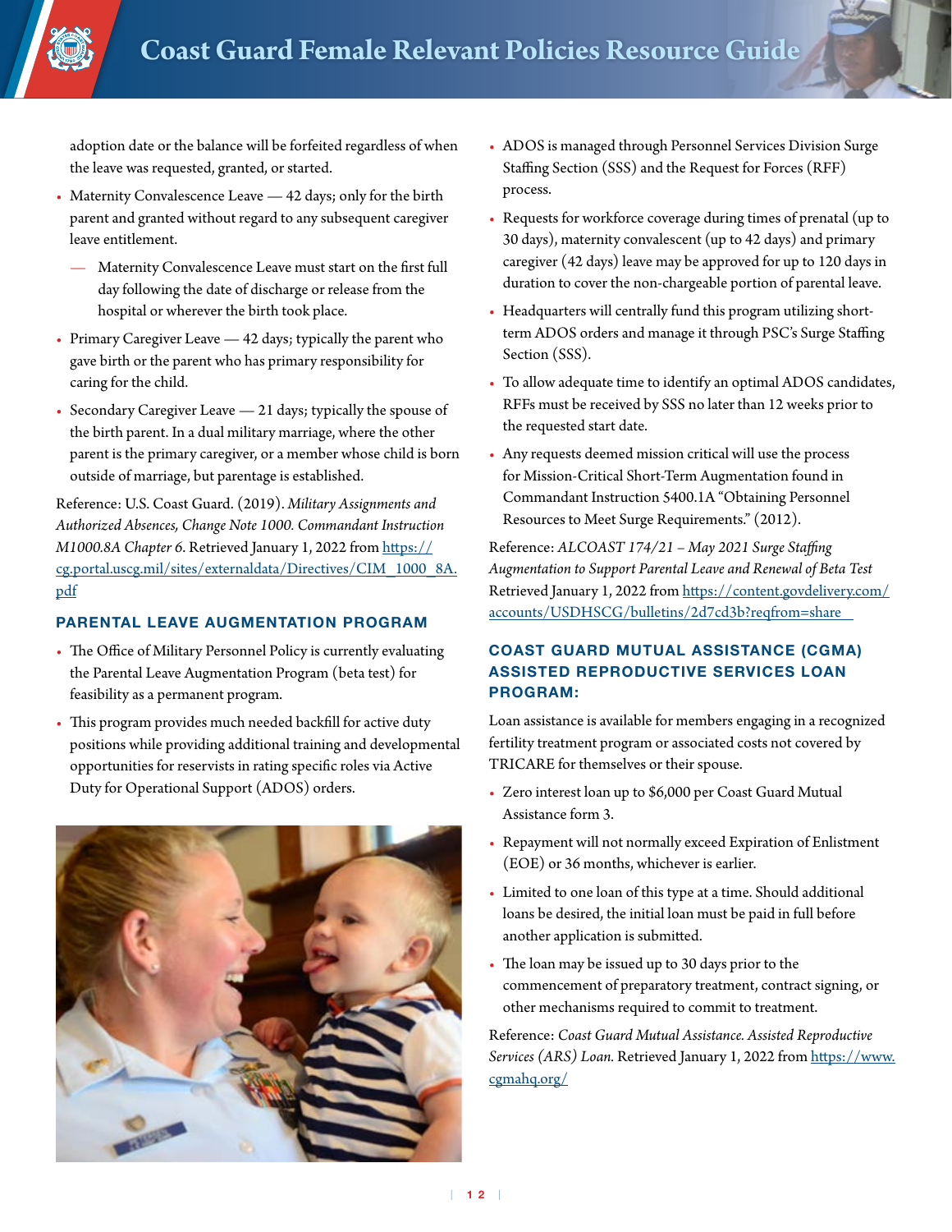adoption date or the balance will be forfeited regardless of when the leave was requested, granted, or started.

- Maternity Convalescence Leave — 42 days; only for the birth parent and granted without regard to any subsequent caregiver leave entitlement.
  - Maternity Convalescence Leave must start on the first full day following the date of discharge or release from the hospital or wherever the birth took place.
- Primary Caregiver Leave — 42 days; typically the parent who gave birth or the parent who has primary responsibility for caring for the child.
- Secondary Caregiver Leave — 21 days; typically the spouse of the birth parent. In a dual military marriage, where the other parent is the primary caregiver, or a member whose child is born outside of marriage, but parentage is established.

Reference: U.S. Coast Guard. (2019). *Military Assignments and Authorized Absences, Change Note 1000. Commandant Instruction M1000.8A Chapter 6.* Retrieved January 1, 2022 from https://cg.portal.uscg.mil/sites/externaldata/Directives/CIM_1000_8A.pdf

### PARENTAL LEAVE AUGMENTATION PROGRAM

- The Office of Military Personnel Policy is currently evaluating the Parental Leave Augmentation Program (beta test) for feasibility as a permanent program.
- This program provides much needed backfill for active duty positions while providing additional training and developmental opportunities for reservists in rating specific roles via Active Duty for Operational Support (ADOS) orders.
- ADOS is managed through Personnel Services Division Surge Staffing Section (SSS) and the Request for Forces (RFF) process.
- Requests for workforce coverage during times of prenatal (up to 30 days), maternity convalescent (up to 42 days) and primary caregiver (42 days) leave may be approved for up to 120 days in duration to cover the non-chargeable portion of parental leave.
- Headquarters will centrally fund this program utilizing short-term ADOS orders and manage it through PSC's Surge Staffing Section (SSS).
- To allow adequate time to identify an optimal ADOS candidates, RFFs must be received by SSS no later than 12 weeks prior to the requested start date.
- Any requests deemed mission critical will use the process for Mission-Critical Short-Term Augmentation found in Commandant Instruction 5400.1A "Obtaining Personnel Resources to Meet Surge Requirements." (2012).

Reference: *ALCOAST 174/21 – May 2021 Surge Staffing Augmentation to Support Parental Leave and Renewal of Beta Test* Retrieved January 1, 2022 from https://content.govdelivery.com/accounts/USDHSCG/bulletins/2d7cd3b?reqfrom=share

### COAST GUARD MUTUAL ASSISTANCE (CGMA) ASSISTED REPRODUCTIVE SERVICES LOAN PROGRAM:

Loan assistance is available for members engaging in a recognized fertility treatment program or associated costs not covered by TRICARE for themselves or their spouse.

- Zero interest loan up to $6,000 per Coast Guard Mutual Assistance form 3.
- Repayment will not normally exceed Expiration of Enlistment (EOE) or 36 months, whichever is earlier.
- Limited to one loan of this type at a time. Should additional loans be desired, the initial loan must be paid in full before another application is submitted.
- The loan may be issued up to 30 days prior to the commencement of preparatory treatment, contract signing, or other mechanisms required to commit to treatment.

Reference: *Coast Guard Mutual Assistance. Assisted Reproductive Services (ARS) Loan.* Retrieved January 1, 2022 from https://www.cgmahq.org/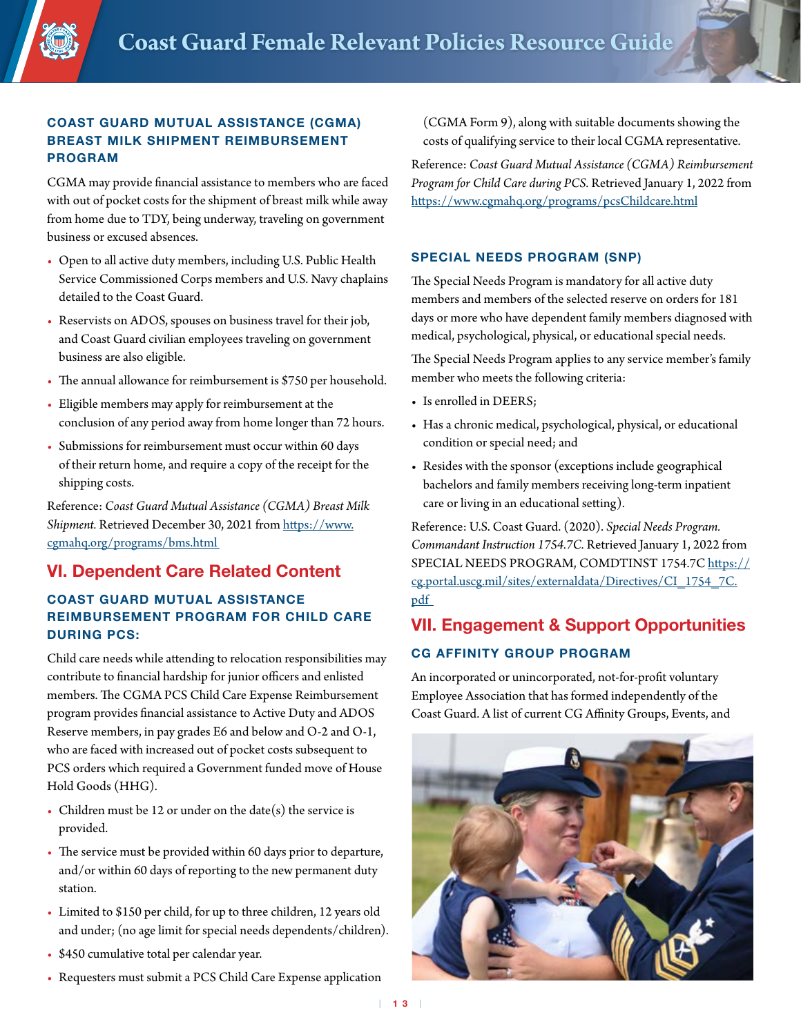### COAST GUARD MUTUAL ASSISTANCE (CGMA) BREAST MILK SHIPMENT REIMBURSEMENT PROGRAM

CGMA may provide financial assistance to members who are faced with out of pocket costs for the shipment of breast milk while away from home due to TDY, being underway, traveling on government business or excused absences.

- Open to all active duty members, including U.S. Public Health Service Commissioned Corps members and U.S. Navy chaplains detailed to the Coast Guard.
- Reservists on ADOS, spouses on business travel for their job, and Coast Guard civilian employees traveling on government business are also eligible.
- The annual allowance for reimbursement is $750 per household.
- Eligible members may apply for reimbursement at the conclusion of any period away from home longer than 72 hours.
- Submissions for reimbursement must occur within 60 days of their return home, and require a copy of the receipt for the shipping costs.

Reference: *Coast Guard Mutual Assistance (CGMA) Breast Milk Shipment.* Retrieved December 30, 2021 from https://www.cgmahq.org/programs/bms.html

## VI. Dependent Care Related Content

### COAST GUARD MUTUAL ASSISTANCE REIMBURSEMENT PROGRAM FOR CHILD CARE DURING PCS:

Child care needs while attending to relocation responsibilities may contribute to financial hardship for junior officers and enlisted members. The CGMA PCS Child Care Expense Reimbursement program provides financial assistance to Active Duty and ADOS Reserve members, in pay grades E6 and below and O-2 and O-1, who are faced with increased out of pocket costs subsequent to PCS orders which required a Government funded move of House Hold Goods (HHG).

- Children must be 12 or under on the date(s) the service is provided.
- The service must be provided within 60 days prior to departure, and/or within 60 days of reporting to the new permanent duty station.
- Limited to $150 per child, for up to three children, 12 years old and under; (no age limit for special needs dependents/children).
- $450 cumulative total per calendar year.
- Requesters must submit a PCS Child Care Expense application (CGMA Form 9), along with suitable documents showing the costs of qualifying service to their local CGMA representative.

Reference: *Coast Guard Mutual Assistance (CGMA) Reimbursement Program for Child Care during PCS.* Retrieved January 1, 2022 from https://www.cgmahq.org/programs/pcsChildcare.html

### SPECIAL NEEDS PROGRAM (SNP)

The Special Needs Program is mandatory for all active duty members and members of the selected reserve on orders for 181 days or more who have dependent family members diagnosed with medical, psychological, physical, or educational special needs.

The Special Needs Program applies to any service member's family member who meets the following criteria:

- Is enrolled in DEERS;
- Has a chronic medical, psychological, physical, or educational condition or special need; and
- Resides with the sponsor (exceptions include geographical bachelors and family members receiving long-term inpatient care or living in an educational setting).

Reference: U.S. Coast Guard. (2020). *Special Needs Program. Commandant Instruction 1754.7C.* Retrieved January 1, 2022 from SPECIAL NEEDS PROGRAM, COMDTINST 1754.7C https://cg.portal.uscg.mil/sites/externaldata/Directives/CI_1754_7C.pdf

## VII. Engagement & Support Opportunities

### CG AFFINITY GROUP PROGRAM

An incorporated or unincorporated, not-for-profit voluntary Employee Association that has formed independently of the Coast Guard. A list of current CG Affinity Groups, Events, and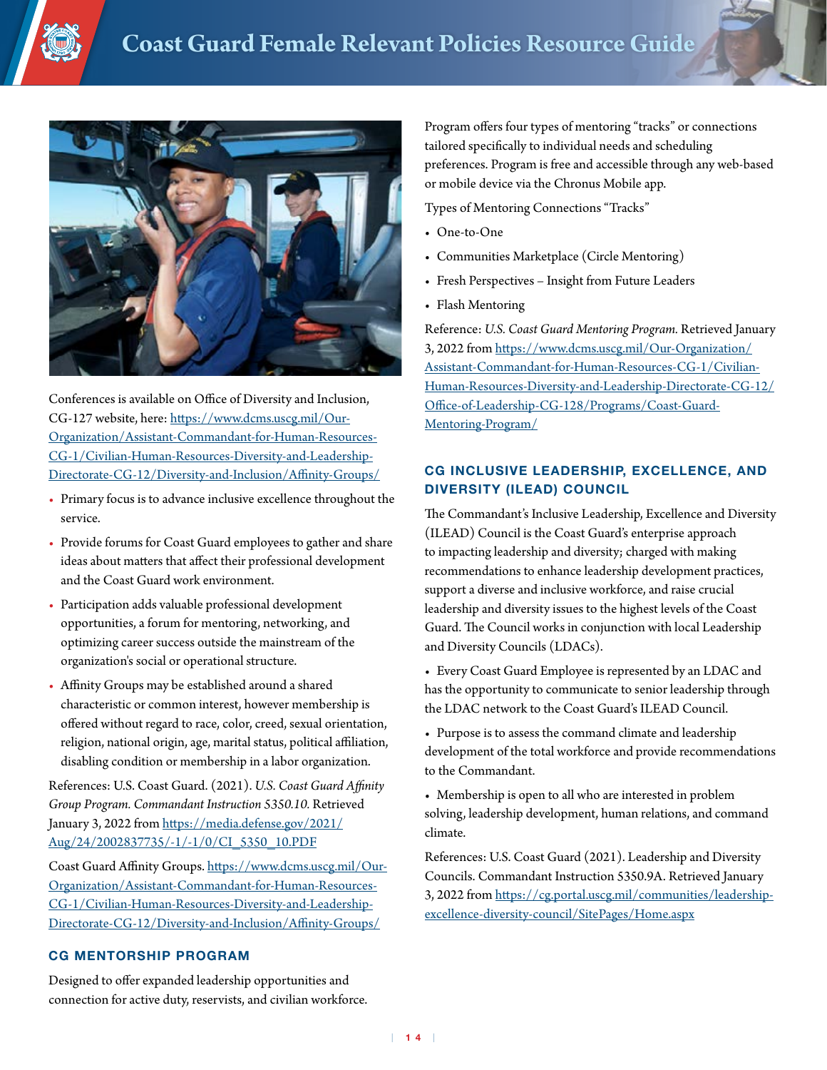Conferences is available on Office of Diversity and Inclusion, CG-127 website, here: https://www.dcms.uscg.mil/Our-Organization/Assistant-Commandant-for-Human-Resources-CG-1/Civilian-Human-Resources-Diversity-and-Leadership-Directorate-CG-12/Diversity-and-Inclusion/Affinity-Groups/

- Primary focus is to advance inclusive excellence throughout the service.
- Provide forums for Coast Guard employees to gather and share ideas about matters that affect their professional development and the Coast Guard work environment.
- Participation adds valuable professional development opportunities, a forum for mentoring, networking, and optimizing career success outside the mainstream of the organization's social or operational structure.
- Affinity Groups may be established around a shared characteristic or common interest, however membership is offered without regard to race, color, creed, sexual orientation, religion, national origin, age, marital status, political affiliation, disabling condition or membership in a labor organization.

References: U.S. Coast Guard. (2021). *U.S. Coast Guard Affinity Group Program. Commandant Instruction 5350.10.* Retrieved January 3, 2022 from https://media.defense.gov/2021/Aug/24/2002837735/-1/-1/0/CI_5350_10.PDF

Coast Guard Affinity Groups. https://www.dcms.uscg.mil/Our-Organization/Assistant-Commandant-for-Human-Resources-CG-1/Civilian-Human-Resources-Diversity-and-Leadership-Directorate-CG-12/Diversity-and-Inclusion/Affinity-Groups/

## CG MENTORSHIP PROGRAM

Designed to offer expanded leadership opportunities and connection for active duty, reservists, and civilian workforce. Program offers four types of mentoring "tracks" or connections tailored specifically to individual needs and scheduling preferences. Program is free and accessible through any web-based or mobile device via the Chronus Mobile app.

Types of Mentoring Connections "Tracks"

- One-to-One
- Communities Marketplace (Circle Mentoring)
- Fresh Perspectives – Insight from Future Leaders
- Flash Mentoring

Reference: *U.S. Coast Guard Mentoring Program.* Retrieved January 3, 2022 from https://www.dcms.uscg.mil/Our-Organization/Assistant-Commandant-for-Human-Resources-CG-1/Civilian-Human-Resources-Diversity-and-Leadership-Directorate-CG-12/Office-of-Leadership-CG-128/Programs/Coast-Guard-Mentoring-Program/

## CG INCLUSIVE LEADERSHIP, EXCELLENCE, AND DIVERSITY (ILEAD) COUNCIL

The Commandant's Inclusive Leadership, Excellence and Diversity (ILEAD) Council is the Coast Guard's enterprise approach to impacting leadership and diversity; charged with making recommendations to enhance leadership development practices, support a diverse and inclusive workforce, and raise crucial leadership and diversity issues to the highest levels of the Coast Guard. The Council works in conjunction with local Leadership and Diversity Councils (LDACs).

- Every Coast Guard Employee is represented by an LDAC and has the opportunity to communicate to senior leadership through the LDAC network to the Coast Guard's ILEAD Council.
- Purpose is to assess the command climate and leadership development of the total workforce and provide recommendations to the Commandant.
- Membership is open to all who are interested in problem solving, leadership development, human relations, and command climate.

References: U.S. Coast Guard (2021). Leadership and Diversity Councils. Commandant Instruction 5350.9A. Retrieved January 3, 2022 from https://cg.portal.uscg.mil/communities/leadership-excellence-diversity-council/SitePages/Home.aspx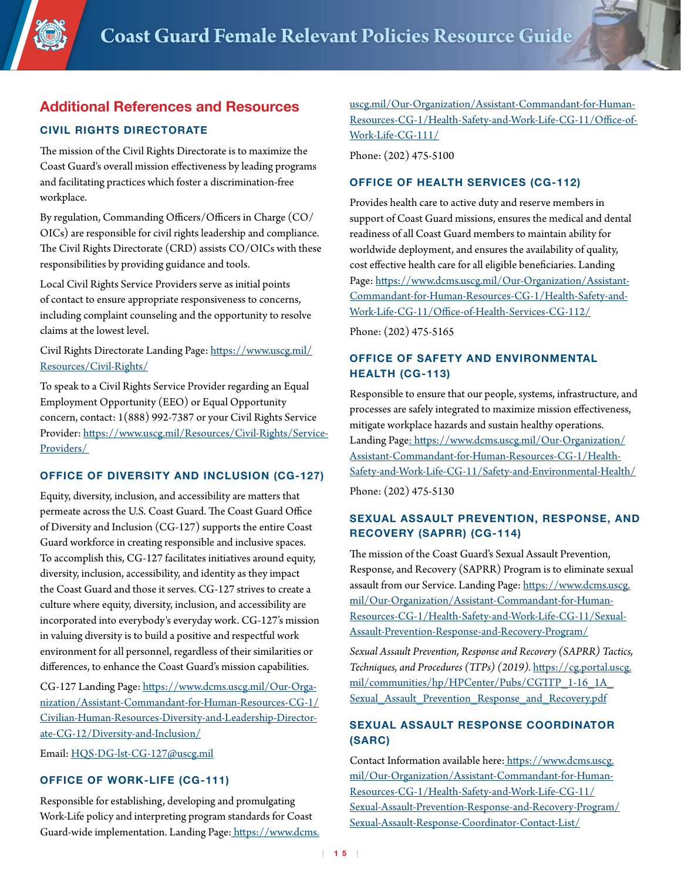## Additional References and Resources

### CIVIL RIGHTS DIRECTORATE

The mission of the Civil Rights Directorate is to maximize the Coast Guard's overall mission effectiveness by leading programs and facilitating practices which foster a discrimination-free workplace.

By regulation, Commanding Officers/Officers in Charge (CO/OICs) are responsible for civil rights leadership and compliance. The Civil Rights Directorate (CRD) assists CO/OICs with these responsibilities by providing guidance and tools.

Local Civil Rights Service Providers serve as initial points of contact to ensure appropriate responsiveness to concerns, including complaint counseling and the opportunity to resolve claims at the lowest level.

Civil Rights Directorate Landing Page: https://www.uscg.mil/Resources/Civil-Rights/

To speak to a Civil Rights Service Provider regarding an Equal Employment Opportunity (EEO) or Equal Opportunity concern, contact: 1(888) 992-7387 or your Civil Rights Service Provider: https://www.uscg.mil/Resources/Civil-Rights/Service-Providers/

### OFFICE OF DIVERSITY AND INCLUSION (CG-127)

Equity, diversity, inclusion, and accessibility are matters that permeate across the U.S. Coast Guard. The Coast Guard Office of Diversity and Inclusion (CG-127) supports the entire Coast Guard workforce in creating responsible and inclusive spaces. To accomplish this, CG-127 facilitates initiatives around equity, diversity, inclusion, accessibility, and identity as they impact the Coast Guard and those it serves. CG-127 strives to create a culture where equity, diversity, inclusion, and accessibility are incorporated into everybody's everyday work. CG-127's mission in valuing diversity is to build a positive and respectful work environment for all personnel, regardless of their similarities or differences, to enhance the Coast Guard's mission capabilities.

CG-127 Landing Page: https://www.dcms.uscg.mil/Our-Organization/Assistant-Commandant-for-Human-Resources-CG-1/Civilian-Human-Resources-Diversity-and-Leadership-Directorate-CG-12/Diversity-and-Inclusion/

Email: HQS-DG-lst-CG-127@uscg.mil

### OFFICE OF WORK-LIFE (CG-111)

Responsible for establishing, developing and promulgating Work-Life policy and interpreting program standards for Coast Guard-wide implementation. Landing Page: https://www.dcms.uscg.mil/Our-Organization/Assistant-Commandant-for-Human-Resources-CG-1/Health-Safety-and-Work-Life-CG-11/Office-of-Work-Life-CG-111/

Phone: (202) 475-5100

### OFFICE OF HEALTH SERVICES (CG-112)

Provides health care to active duty and reserve members in support of Coast Guard missions, ensures the medical and dental readiness of all Coast Guard members to maintain ability for worldwide deployment, and ensures the availability of quality, cost effective health care for all eligible beneficiaries. Landing Page: https://www.dcms.uscg.mil/Our-Organization/Assistant-Commandant-for-Human-Resources-CG-1/Health-Safety-and-Work-Life-CG-11/Office-of-Health-Services-CG-112/

Phone: (202) 475-5165

### OFFICE OF SAFETY AND ENVIRONMENTAL HEALTH (CG-113)

Responsible to ensure that our people, systems, infrastructure, and processes are safely integrated to maximize mission effectiveness, mitigate workplace hazards and sustain healthy operations. Landing Page: https://www.dcms.uscg.mil/Our-Organization/Assistant-Commandant-for-Human-Resources-CG-1/Health-Safety-and-Work-Life-CG-11/Safety-and-Environmental-Health/

Phone: (202) 475-5130

### SEXUAL ASSAULT PREVENTION, RESPONSE, AND RECOVERY (SAPRR) (CG-114)

The mission of the Coast Guard's Sexual Assault Prevention, Response, and Recovery (SAPRR) Program is to eliminate sexual assault from our Service. Landing Page: https://www.dcms.uscg.mil/Our-Organization/Assistant-Commandant-for-Human-Resources-CG-1/Health-Safety-and-Work-Life-CG-11/Sexual-Assault-Prevention-Response-and-Recovery-Program/

*Sexual Assault Prevention, Response and Recovery (SAPRR) Tactics, Techniques, and Procedures (TTPs) (2019).* https://cg.portal.uscg.mil/communities/hp/HPCenter/Pubs/CGTTP_1-16_1A_Sexual_Assault_Prevention_Response_and_Recovery.pdf

### SEXUAL ASSAULT RESPONSE COORDINATOR (SARC)

Contact Information available here: https://www.dcms.uscg.mil/Our-Organization/Assistant-Commandant-for-Human-Resources-CG-1/Health-Safety-and-Work-Life-CG-11/Sexual-Assault-Prevention-Response-and-Recovery-Program/Sexual-Assault-Response-Coordinator-Contact-List/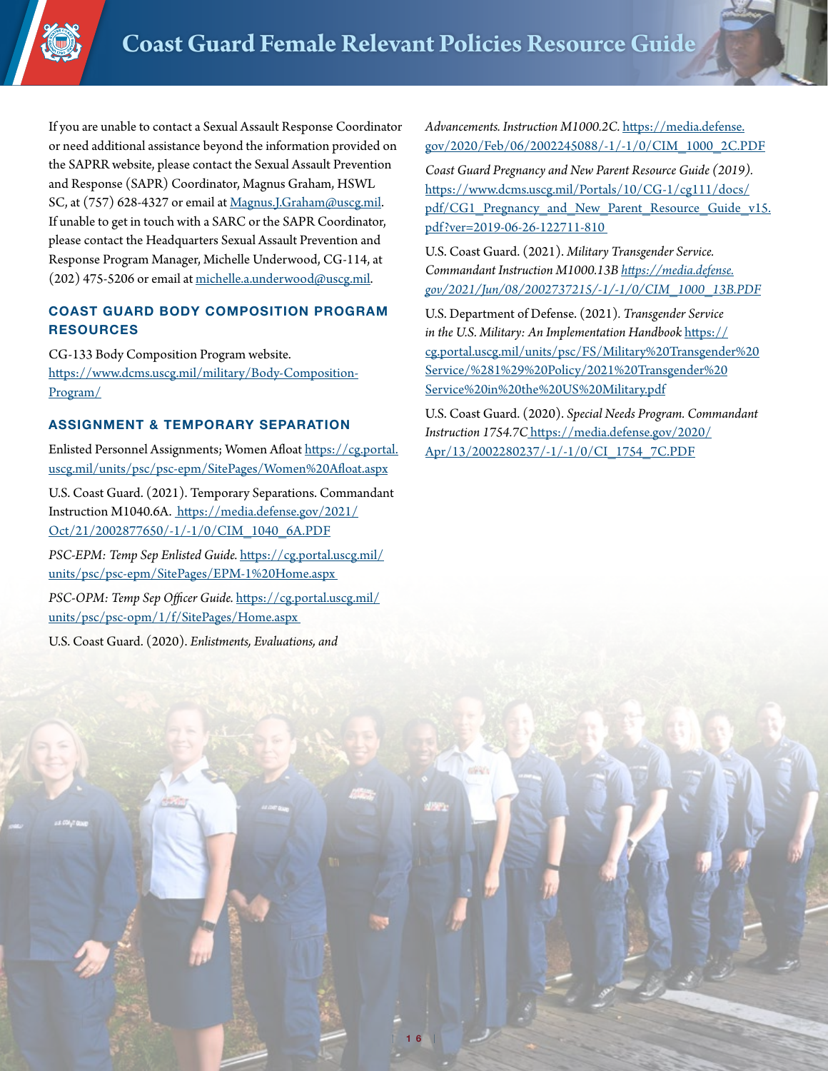If you are unable to contact a Sexual Assault Response Coordinator or need additional assistance beyond the information provided on the SAPRR website, please contact the Sexual Assault Prevention and Response (SAPR) Coordinator, Magnus Graham, HSWL SC, at (757) 628-4327 or email at Magnus.J.Graham@uscg.mil. If unable to get in touch with a SARC or the SAPR Coordinator, please contact the Headquarters Sexual Assault Prevention and Response Program Manager, Michelle Underwood, CG-114, at (202) 475-5206 or email at michelle.a.underwood@uscg.mil.

## COAST GUARD BODY COMPOSITION PROGRAM RESOURCES

CG-133 Body Composition Program website. https://www.dcms.uscg.mil/military/Body-Composition-Program/

## ASSIGNMENT & TEMPORARY SEPARATION

Enlisted Personnel Assignments; Women Afloat https://cg.portal.uscg.mil/units/psc/psc-epm/SitePages/Women%20Afloat.aspx

U.S. Coast Guard. (2021). Temporary Separations. Commandant Instruction M1040.6A. https://media.defense.gov/2021/Oct/21/2002877650/-1/-1/0/CIM_1040_6A.PDF

*PSC-EPM: Temp Sep Enlisted Guide.* https://cg.portal.uscg.mil/units/psc/psc-epm/SitePages/EPM-1%20Home.aspx

*PSC-OPM: Temp Sep Officer Guide.* https://cg.portal.uscg.mil/units/psc/psc-opm/1/f/SitePages/Home.aspx

U.S. Coast Guard. (2020). *Enlistments, Evaluations, and Advancements. Instruction M1000.2C.* https://media.defense.gov/2020/Feb/06/2002245088/-1/-1/0/CIM_1000_2C.PDF

*Coast Guard Pregnancy and New Parent Resource Guide (2019).* https://www.dcms.uscg.mil/Portals/10/CG-1/cg111/docs/pdf/CG1_Pregnancy_and_New_Parent_Resource_Guide_v15.pdf?ver=2019-06-26-122711-810

U.S. Coast Guard. (2021). *Military Transgender Service. Commandant Instruction M1000.13B* https://media.defense.gov/2021/Jun/08/2002737215/-1/-1/0/CIM_1000_13B.PDF

U.S. Department of Defense. (2021). *Transgender Service in the U.S. Military: An Implementation Handbook* https://cg.portal.uscg.mil/units/psc/FS/Military%20Transgender%20Service/%281%29%20Policy/2021%20Transgender%20Service%20in%20the%20US%20Military.pdf

U.S. Coast Guard. (2020). *Special Needs Program. Commandant Instruction 1754.7C* https://media.defense.gov/2020/Apr/13/2002280237/-1/-1/0/CI_1754_7C.PDF